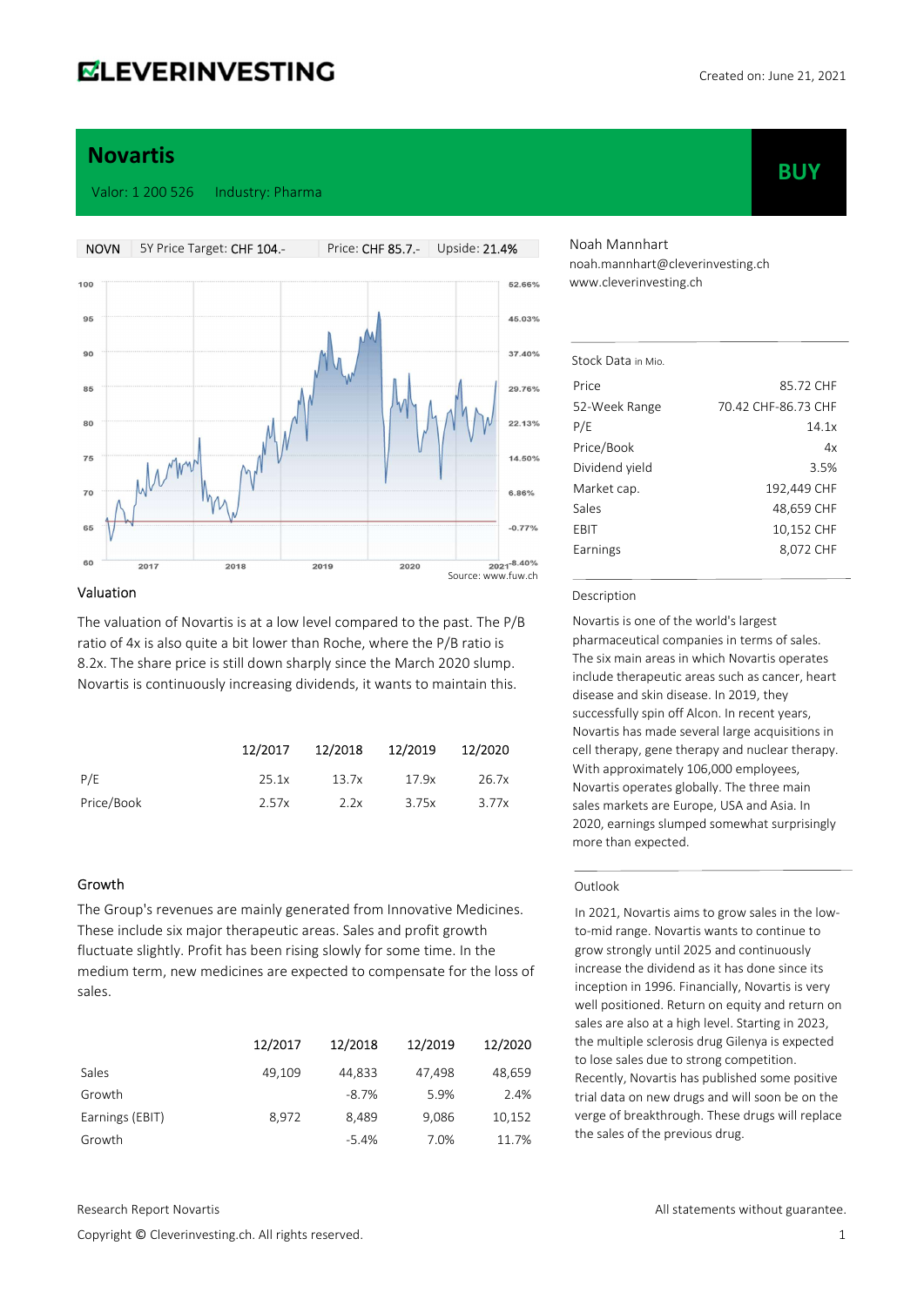# Novartis

Valor: 1 200 526 Industry: Pharma

**BUY**

| NOVN | 5Y Price Target: CHF 104.- | Price: CHF 85.7.- | Upside: 21.4% |
|---|---|---|---|

Source: www.fuw.ch

Noah Mannhart
noah.mannhart@cleverinvesting.ch
www.cleverinvesting.ch

| Stock Data in Mio. | |
|---|---|
| Price | 85.72 CHF |
| 52-Week Range | 70.42 CHF-86.73 CHF |
| P/E | 14.1x |
| Price/Book | 4x |
| Dividend yield | 3.5% |
| Market cap. | 192,449 CHF |
| Sales | 48,659 CHF |
| EBIT | 10,152 CHF |
| Earnings | 8,072 CHF |

## Description

Novartis is one of the world's largest pharmaceutical companies in terms of sales. The six main areas in which Novartis operates include therapeutic areas such as cancer, heart disease and skin disease. In 2019, they successfully spin off Alcon. In recent years, Novartis has made several large acquisitions in cell therapy, gene therapy and nuclear therapy. With approximately 106,000 employees, Novartis operates globally. The three main sales markets are Europe, USA and Asia. In 2020, earnings slumped somewhat surprisingly more than expected.

## Outlook

In 2021, Novartis aims to grow sales in the low-to-mid range. Novartis wants to continue to grow strongly until 2025 and continuously increase the dividend as it has done since its inception in 1996. Financially, Novartis is very well positioned. Return on equity and return on sales are also at a high level. Starting in 2023, the multiple sclerosis drug Gilenya is expected to lose sales due to strong competition. Recently, Novartis has published some positive trial data on new drugs and will soon be on the verge of breakthrough. These drugs will replace the sales of the previous drug.

## Valuation

The valuation of Novartis is at a low level compared to the past. The P/B ratio of 4x is also quite a bit lower than Roche, where the P/B ratio is 8.2x. The share price is still down sharply since the March 2020 slump. Novartis is continuously increasing dividends, it wants to maintain this.

| | 12/2017 | 12/2018 | 12/2019 | 12/2020 |
|---|---|---|---|---|
| P/E | 25.1x | 13.7x | 17.9x | 26.7x |
| Price/Book | 2.57x | 2.2x | 3.75x | 3.77x |

## Growth

The Group's revenues are mainly generated from Innovative Medicines. These include six major therapeutic areas. Sales and profit growth fluctuate slightly. Profit has been rising slowly for some time. In the medium term, new medicines are expected to compensate for the loss of sales.

| | 12/2017 | 12/2018 | 12/2019 | 12/2020 |
|---|---|---|---|---|
| Sales | 49,109 | 44,833 | 47,498 | 48,659 |
| Growth | | -8.7% | 5.9% | 2.4% |
| Earnings (EBIT) | 8,972 | 8,489 | 9,086 | 10,152 |
| Growth | | -5.4% | 7.0% | 11.7% |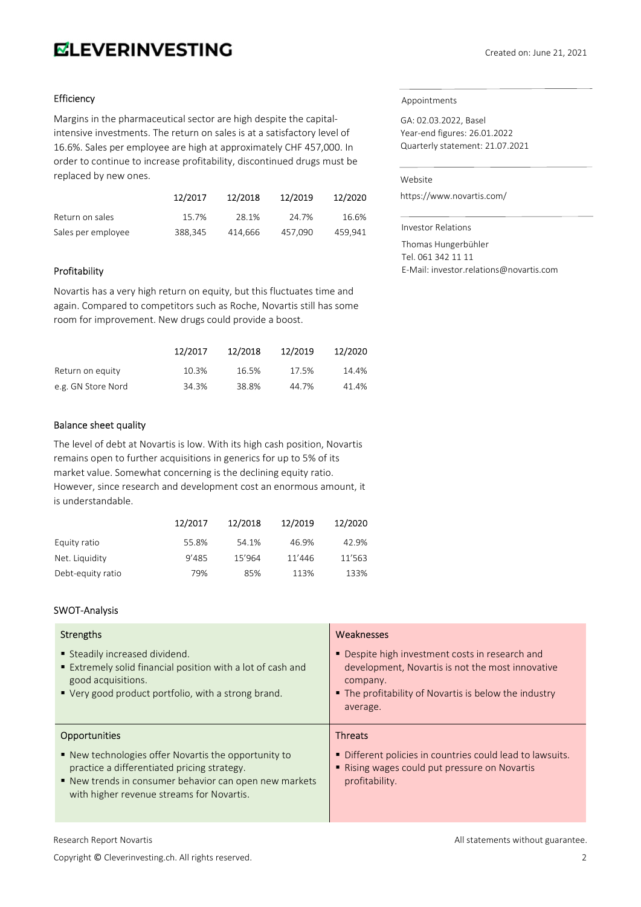## Efficiency

Margins in the pharmaceutical sector are high despite the capital-intensive investments. The return on sales is at a satisfactory level of 16.6%. Sales per employee are high at approximately CHF 457,000. In order to continue to increase profitability, discontinued drugs must be replaced by new ones.

| | 12/2017 | 12/2018 | 12/2019 | 12/2020 |
|---|---|---|---|---|
| Return on sales | 15.7% | 28.1% | 24.7% | 16.6% |
| Sales per employee | 388,345 | 414,666 | 457,090 | 459,941 |

## Profitability

Novartis has a very high return on equity, but this fluctuates time and again. Compared to competitors such as Roche, Novartis still has some room for improvement. New drugs could provide a boost.

| | 12/2017 | 12/2018 | 12/2019 | 12/2020 |
|---|---|---|---|---|
| Return on equity | 10.3% | 16.5% | 17.5% | 14.4% |
| e.g. GN Store Nord | 34.3% | 38.8% | 44.7% | 41.4% |

## Balance sheet quality

The level of debt at Novartis is low. With its high cash position, Novartis remains open to further acquisitions in generics for up to 5% of its market value. Somewhat concerning is the declining equity ratio. However, since research and development cost an enormous amount, it is understandable.

| | 12/2017 | 12/2018 | 12/2019 | 12/2020 |
|---|---|---|---|---|
| Equity ratio | 55.8% | 54.1% | 46.9% | 42.9% |
| Net. Liquidity | 9'485 | 15'964 | 11'446 | 11'563 |
| Debt-equity ratio | 79% | 85% | 113% | 133% |

## SWOT-Analysis

| Strengths | Weaknesses |
|---|---|
| ▪ Steadily increased dividend.<br>▪ Extremely solid financial position with a lot of cash and good acquisitions.<br>▪ Very good product portfolio, with a strong brand. | ▪ Despite high investment costs in research and development, Novartis is not the most innovative company.<br>▪ The profitability of Novartis is below the industry average. |
| **Opportunities** | **Threats** |
| ▪ New technologies offer Novartis the opportunity to practice a differentiated pricing strategy.<br>▪ New trends in consumer behavior can open new markets with higher revenue streams for Novartis. | ▪ Different policies in countries could lead to lawsuits.<br>▪ Rising wages could put pressure on Novartis profitability. |

Appointments

GA: 02.03.2022, Basel
Year-end figures: 26.01.2022
Quarterly statement: 21.07.2021

Website

https://www.novartis.com/

Investor Relations

Thomas Hungerbühler
Tel. 061 342 11 11
E-Mail: investor.relations@novartis.com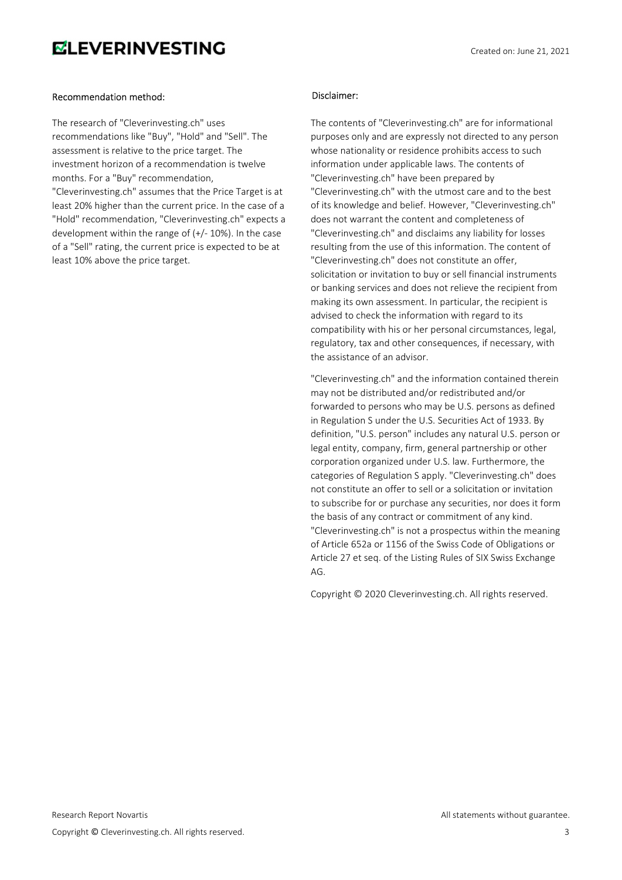### Recommendation method:

The research of "Cleverinvesting.ch" uses recommendations like "Buy", "Hold" and "Sell". The assessment is relative to the price target. The investment horizon of a recommendation is twelve months. For a "Buy" recommendation, "Cleverinvesting.ch" assumes that the Price Target is at least 20% higher than the current price. In the case of a "Hold" recommendation, "Cleverinvesting.ch" expects a development within the range of (+/- 10%). In the case of a "Sell" rating, the current price is expected to be at least 10% above the price target.

### Disclaimer:

The contents of "Cleverinvesting.ch" are for informational purposes only and are expressly not directed to any person whose nationality or residence prohibits access to such information under applicable laws. The contents of "Cleverinvesting.ch" have been prepared by "Cleverinvesting.ch" with the utmost care and to the best of its knowledge and belief. However, "Cleverinvesting.ch" does not warrant the content and completeness of "Cleverinvesting.ch" and disclaims any liability for losses resulting from the use of this information. The content of "Cleverinvesting.ch" does not constitute an offer, solicitation or invitation to buy or sell financial instruments or banking services and does not relieve the recipient from making its own assessment. In particular, the recipient is advised to check the information with regard to its compatibility with his or her personal circumstances, legal, regulatory, tax and other consequences, if necessary, with the assistance of an advisor.

"Cleverinvesting.ch" and the information contained therein may not be distributed and/or redistributed and/or forwarded to persons who may be U.S. persons as defined in Regulation S under the U.S. Securities Act of 1933. By definition, "U.S. person" includes any natural U.S. person or legal entity, company, firm, general partnership or other corporation organized under U.S. law. Furthermore, the categories of Regulation S apply. "Cleverinvesting.ch" does not constitute an offer to sell or a solicitation or invitation to subscribe for or purchase any securities, nor does it form the basis of any contract or commitment of any kind. "Cleverinvesting.ch" is not a prospectus within the meaning of Article 652a or 1156 of the Swiss Code of Obligations or Article 27 et seq. of the Listing Rules of SIX Swiss Exchange AG.

Copyright © 2020 Cleverinvesting.ch. All rights reserved.